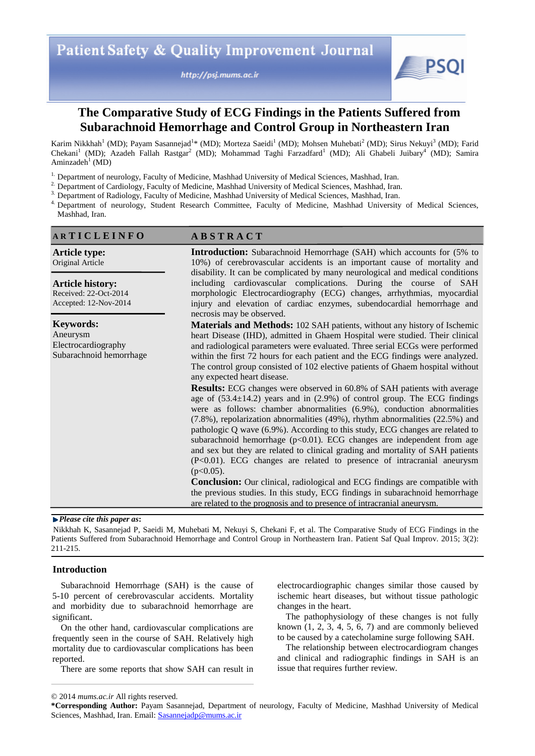# The Comparative Study of ECG Findings in the Patients Suffered from Subarachnoid Hemorrhage and Control Group in Northeastern Iran

Karim Nikkhah[1] (MD); Payam Sasannejad[1]* (MD); Morteza Saeidi[1] (MD); Mohsen Muhebati[2] (MD); Sirus Nekuyi[3] (MD); Farid Chekani[1] (MD); Azadeh Fallah Rastgar[2] (MD); Mohammad Taghi Farzadfard[1] (MD); Ali Ghabeli Juibary[4] (MD); Samira Aminzadeh[1] (MD)

1. Department of neurology, Faculty of Medicine, Mashhad University of Medical Sciences, Mashhad, Iran.
2. Department of Cardiology, Faculty of Medicine, Mashhad University of Medical Sciences, Mashhad, Iran.
3. Department of Radiology, Faculty of Medicine, Mashhad University of Medical Sciences, Mashhad, Iran.
4. Department of neurology, Student Research Committee, Faculty of Medicine, Mashhad University of Medical Sciences, Mashhad, Iran.

## ARTICLE INFO

**Article type:**
Original Article

**Article history:**
Received: 22-Oct-2014
Accepted: 12-Nov-2014

**Keywords:**
Aneurysm
Electrocardiography
Subarachnoid hemorrhage

## ABSTRACT

**Introduction:** Subarachnoid Hemorrhage (SAH) which accounts for (5% to 10%) of cerebrovascular accidents is an important cause of mortality and disability. It can be complicated by many neurological and medical conditions including cardiovascular complications. During the course of SAH morphologic Electrocardiography (ECG) changes, arrhythmias, myocardial injury and elevation of cardiac enzymes, subendocardial hemorrhage and necrosis may be observed.

**Materials and Methods:** 102 SAH patients, without any history of Ischemic heart Disease (IHD), admitted in Ghaem Hospital were studied. Their clinical and radiological parameters were evaluated. Three serial ECGs were performed within the first 72 hours for each patient and the ECG findings were analyzed. The control group consisted of 102 elective patients of Ghaem hospital without any expected heart disease.

**Results:** ECG changes were observed in 60.8% of SAH patients with average age of (53.4±14.2) years and in (2.9%) of control group. The ECG findings were as follows: chamber abnormalities (6.9%), conduction abnormalities (7.8%), repolarization abnormalities (49%), rhythm abnormalities (22.5%) and pathologic Q wave (6.9%). According to this study, ECG changes are related to subarachnoid hemorrhage ($p<0.01$). ECG changes are independent from age and sex but they are related to clinical grading and mortality of SAH patients ($P<0.01$). ECG changes are related to presence of intracranial aneurysm ($p<0.05$).

**Conclusion:** Our clinical, radiological and ECG findings are compatible with the previous studies. In this study, ECG findings in subarachnoid hemorrhage are related to the prognosis and to presence of intracranial aneurysm.

► *Please cite this paper as*:

Nikkhah K, Sasannejad P, Saeidi M, Muhebati M, Nekuyi S, Chekani F, et al. The Comparative Study of ECG Findings in the Patients Suffered from Subarachnoid Hemorrhage and Control Group in Northeastern Iran. Patient Saf Qual Improv. 2015; 3(2): 211-215.

## Introduction

Subarachnoid Hemorrhage (SAH) is the cause of 5-10 percent of cerebrovascular accidents. Mortality and morbidity due to subarachnoid hemorrhage are significant.

On the other hand, cardiovascular complications are frequently seen in the course of SAH. Relatively high mortality due to cardiovascular complications has been reported.

There are some reports that show SAH can result in electrocardiographic changes similar those caused by ischemic heart diseases, but without tissue pathologic changes in the heart.

The pathophysiology of these changes is not fully known (1, 2, 3, 4, 5, 6, 7) and are commonly believed to be caused by a catecholamine surge following SAH.

The relationship between electrocardiogram changes and clinical and radiographic findings in SAH is an issue that requires further review.

© 2014 *mums.ac.ir* All rights reserved.

***Corresponding Author:** Payam Sasannejad, Department of neurology, Faculty of Medicine, Mashhad University of Medical Sciences, Mashhad, Iran. Email: Sasannejadp@mums.ac.ir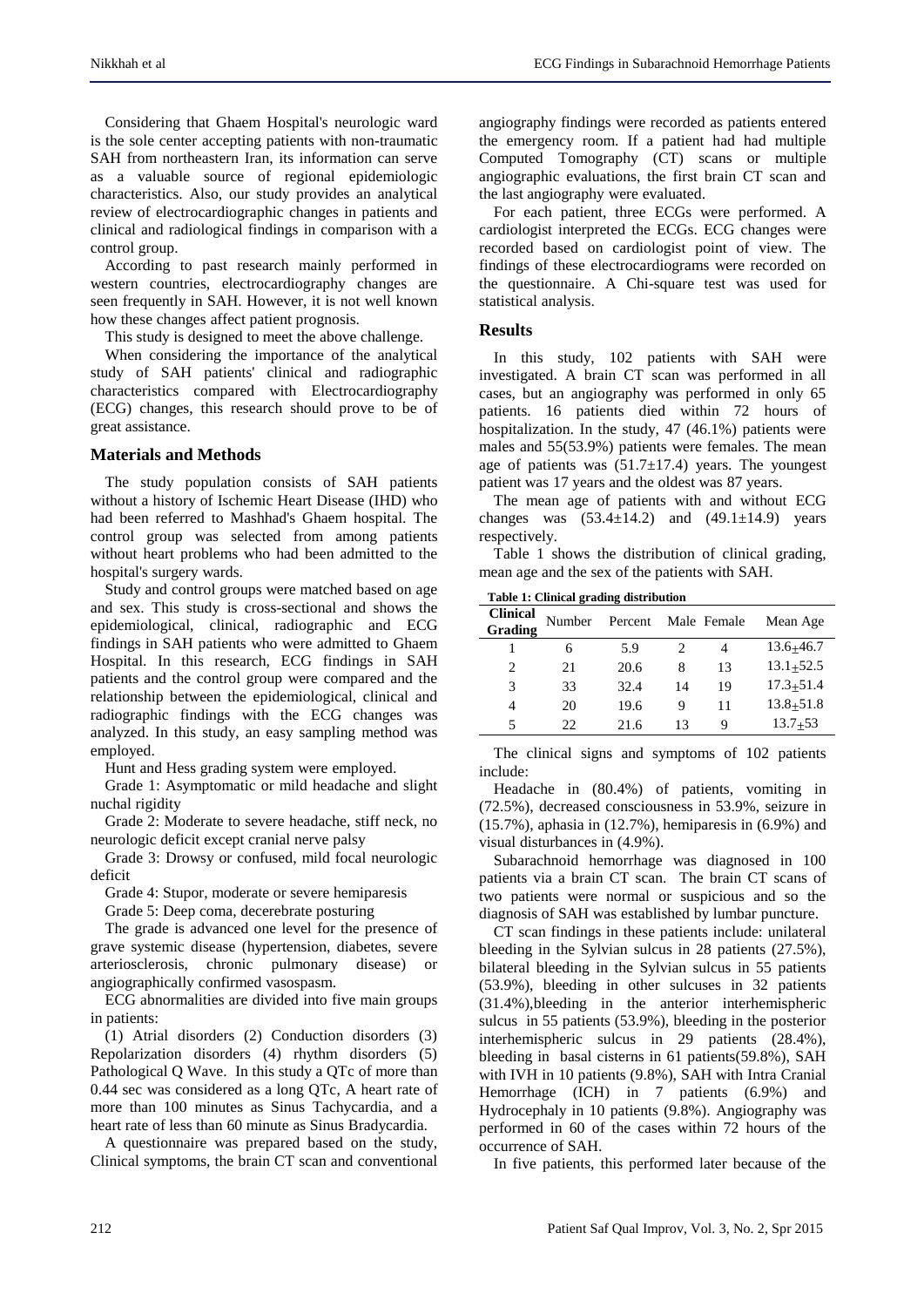Considering that Ghaem Hospital's neurologic ward is the sole center accepting patients with non-traumatic SAH from northeastern Iran, its information can serve as a valuable source of regional epidemiologic characteristics. Also, our study provides an analytical review of electrocardiographic changes in patients and clinical and radiological findings in comparison with a control group.

According to past research mainly performed in western countries, electrocardiography changes are seen frequently in SAH. However, it is not well known how these changes affect patient prognosis.

This study is designed to meet the above challenge.

When considering the importance of the analytical study of SAH patients' clinical and radiographic characteristics compared with Electrocardiography (ECG) changes, this research should prove to be of great assistance.

## Materials and Methods

The study population consists of SAH patients without a history of Ischemic Heart Disease (IHD) who had been referred to Mashhad's Ghaem hospital. The control group was selected from among patients without heart problems who had been admitted to the hospital's surgery wards.

Study and control groups were matched based on age and sex. This study is cross-sectional and shows the epidemiological, clinical, radiographic and ECG findings in SAH patients who were admitted to Ghaem Hospital. In this research, ECG findings in SAH patients and the control group were compared and the relationship between the epidemiological, clinical and radiographic findings with the ECG changes was analyzed. In this study, an easy sampling method was employed.

Hunt and Hess grading system were employed.

Grade 1: Asymptomatic or mild headache and slight nuchal rigidity

Grade 2: Moderate to severe headache, stiff neck, no neurologic deficit except cranial nerve palsy

Grade 3: Drowsy or confused, mild focal neurologic deficit

Grade 4: Stupor, moderate or severe hemiparesis

Grade 5: Deep coma, decerebrate posturing

The grade is advanced one level for the presence of grave systemic disease (hypertension, diabetes, severe arteriosclerosis, chronic pulmonary disease) or angiographically confirmed vasospasm.

ECG abnormalities are divided into five main groups in patients:

(1) Atrial disorders (2) Conduction disorders (3) Repolarization disorders (4) rhythm disorders (5) Pathological Q Wave. In this study a QTc of more than 0.44 sec was considered as a long QTc, A heart rate of more than 100 minutes as Sinus Tachycardia, and a heart rate of less than 60 minute as Sinus Bradycardia.

A questionnaire was prepared based on the study, Clinical symptoms, the brain CT scan and conventional angiography findings were recorded as patients entered the emergency room. If a patient had had multiple Computed Tomography (CT) scans or multiple angiographic evaluations, the first brain CT scan and the last angiography were evaluated.

For each patient, three ECGs were performed. A cardiologist interpreted the ECGs. ECG changes were recorded based on cardiologist point of view. The findings of these electrocardiograms were recorded on the questionnaire. A Chi-square test was used for statistical analysis.

## Results

In this study, 102 patients with SAH were investigated. A brain CT scan was performed in all cases, but an angiography was performed in only 65 patients. 16 patients died within 72 hours of hospitalization. In the study, 47 (46.1%) patients were males and 55(53.9%) patients were females. The mean age of patients was (51.7±17.4) years. The youngest patient was 17 years and the oldest was 87 years.

The mean age of patients with and without ECG changes was (53.4±14.2) and (49.1±14.9) years respectively.

Table 1 shows the distribution of clinical grading, mean age and the sex of the patients with SAH.

**Table 1: Clinical grading distribution**

| Clinical Grading | Number | Percent | Male | Female | Mean Age |
|---|---|---|---|---|---|
| 1 | 6 | 5.9 | 2 | 4 | 13.6±46.7 |
| 2 | 21 | 20.6 | 8 | 13 | 13.1±52.5 |
| 3 | 33 | 32.4 | 14 | 19 | 17.3±51.4 |
| 4 | 20 | 19.6 | 9 | 11 | 13.8±51.8 |
| 5 | 22 | 21.6 | 13 | 9 | 13.7±53 |

The clinical signs and symptoms of 102 patients include:

Headache in (80.4%) of patients, vomiting in (72.5%), decreased consciousness in 53.9%, seizure in (15.7%), aphasia in (12.7%), hemiparesis in (6.9%) and visual disturbances in (4.9%).

Subarachnoid hemorrhage was diagnosed in 100 patients via a brain CT scan. The brain CT scans of two patients were normal or suspicious and so the diagnosis of SAH was established by lumbar puncture.

CT scan findings in these patients include: unilateral bleeding in the Sylvian sulcus in 28 patients (27.5%), bilateral bleeding in the Sylvian sulcus in 55 patients (53.9%), bleeding in other sulcuses in 32 patients (31.4%),bleeding in the anterior interhemispheric sulcus in 55 patients (53.9%), bleeding in the posterior interhemispheric sulcus in 29 patients (28.4%), bleeding in basal cisterns in 61 patients(59.8%), SAH with IVH in 10 patients (9.8%), SAH with Intra Cranial Hemorrhage (ICH) in 7 patients (6.9%) and Hydrocephaly in 10 patients (9.8%). Angiography was performed in 60 of the cases within 72 hours of the occurrence of SAH.

In five patients, this performed later because of the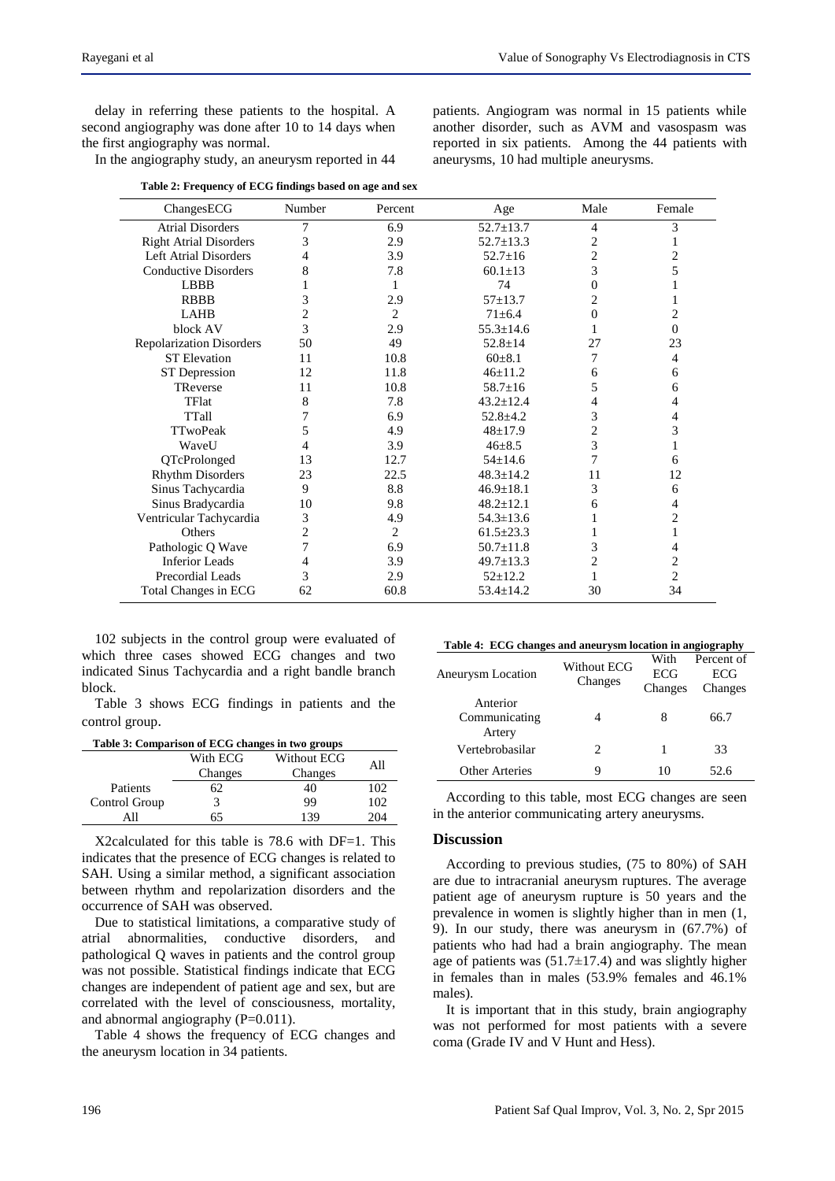delay in referring these patients to the hospital. A second angiography was done after 10 to 14 days when the first angiography was normal.

In the angiography study, an aneurysm reported in 44 patients. Angiogram was normal in 15 patients while another disorder, such as AVM and vasospasm was reported in six patients. Among the 44 patients with aneurysms, 10 had multiple aneurysms.

**Table 2: Frequency of ECG findings based on age and sex**

| ChangesECG | Number | Percent | Age | Male | Female |
|---|---|---|---|---|---|
| Atrial Disorders | 7 | 6.9 | 52.7±13.7 | 4 | 3 |
| Right Atrial Disorders | 3 | 2.9 | 52.7±13.3 | 2 | 1 |
| Left Atrial Disorders | 4 | 3.9 | 52.7±16 | 2 | 2 |
| Conductive Disorders | 8 | 7.8 | 60.1±13 | 3 | 5 |
| LBBB | 1 | 1 | 74 | 0 | 1 |
| RBBB | 3 | 2.9 | 57±13.7 | 2 | 1 |
| LAHB | 2 | 2 | 71±6.4 | 0 | 2 |
| block AV | 3 | 2.9 | 55.3±14.6 | 1 | 0 |
| Repolarization Disorders | 50 | 49 | 52.8±14 | 27 | 23 |
| ST Elevation | 11 | 10.8 | 60±8.1 | 7 | 4 |
| ST Depression | 12 | 11.8 | 46±11.2 | 6 | 6 |
| TReverse | 11 | 10.8 | 58.7±16 | 5 | 6 |
| TFlat | 8 | 7.8 | 43.2±12.4 | 4 | 4 |
| TTall | 7 | 6.9 | 52.8±4.2 | 3 | 4 |
| TTwoPeak | 5 | 4.9 | 48±17.9 | 2 | 3 |
| WaveU | 4 | 3.9 | 46±8.5 | 3 | 1 |
| QTcProlonged | 13 | 12.7 | 54±14.6 | 7 | 6 |
| Rhythm Disorders | 23 | 22.5 | 48.3±14.2 | 11 | 12 |
| Sinus Tachycardia | 9 | 8.8 | 46.9±18.1 | 3 | 6 |
| Sinus Bradycardia | 10 | 9.8 | 48.2±12.1 | 6 | 4 |
| Ventricular Tachycardia | 3 | 4.9 | 54.3±13.6 | 1 | 2 |
| Others | 2 | 2 | 61.5±23.3 | 1 | 1 |
| Pathologic Q Wave | 7 | 6.9 | 50.7±11.8 | 3 | 4 |
| Inferior Leads | 4 | 3.9 | 49.7±13.3 | 2 | 2 |
| Precordial Leads | 3 | 2.9 | 52±12.2 | 1 | 2 |
| Total Changes in ECG | 62 | 60.8 | 53.4±14.2 | 30 | 34 |

102 subjects in the control group were evaluated of which three cases showed ECG changes and two indicated Sinus Tachycardia and a right bandle branch block.

Table 3 shows ECG findings in patients and the control group.

**Table 3: Comparison of ECG changes in two groups**

| | With ECG Changes | Without ECG Changes | All |
|---|---|---|---|
| Patients | 62 | 40 | 102 |
| Control Group | 3 | 99 | 102 |
| All | 65 | 139 | 204 |

X2calculated for this table is 78.6 with DF=1. This indicates that the presence of ECG changes is related to SAH. Using a similar method, a significant association between rhythm and repolarization disorders and the occurrence of SAH was observed.

Due to statistical limitations, a comparative study of atrial abnormalities, conductive disorders, and pathological Q waves in patients and the control group was not possible. Statistical findings indicate that ECG changes are independent of patient age and sex, but are correlated with the level of consciousness, mortality, and abnormal angiography (P=0.011).

Table 4 shows the frequency of ECG changes and the aneurysm location in 34 patients.

**Table 4: ECG changes and aneurysm location in angiography**

| Aneurysm Location | Without ECG Changes | With ECG Changes | Percent of ECG Changes |
|---|---|---|---|
| Anterior Communicating Artery | 4 | 8 | 66.7 |
| Vertebrobasilar | 2 | 1 | 33 |
| Other Arteries | 9 | 10 | 52.6 |

According to this table, most ECG changes are seen in the anterior communicating artery aneurysms.

## Discussion

According to previous studies, (75 to 80%) of SAH are due to intracranial aneurysm ruptures. The average patient age of aneurysm rupture is 50 years and the prevalence in women is slightly higher than in men (1, 9). In our study, there was aneurysm in (67.7%) of patients who had had a brain angiography. The mean age of patients was (51.7±17.4) and was slightly higher in females than in males (53.9% females and 46.1% males).

It is important that in this study, brain angiography was not performed for most patients with a severe coma (Grade IV and V Hunt and Hess).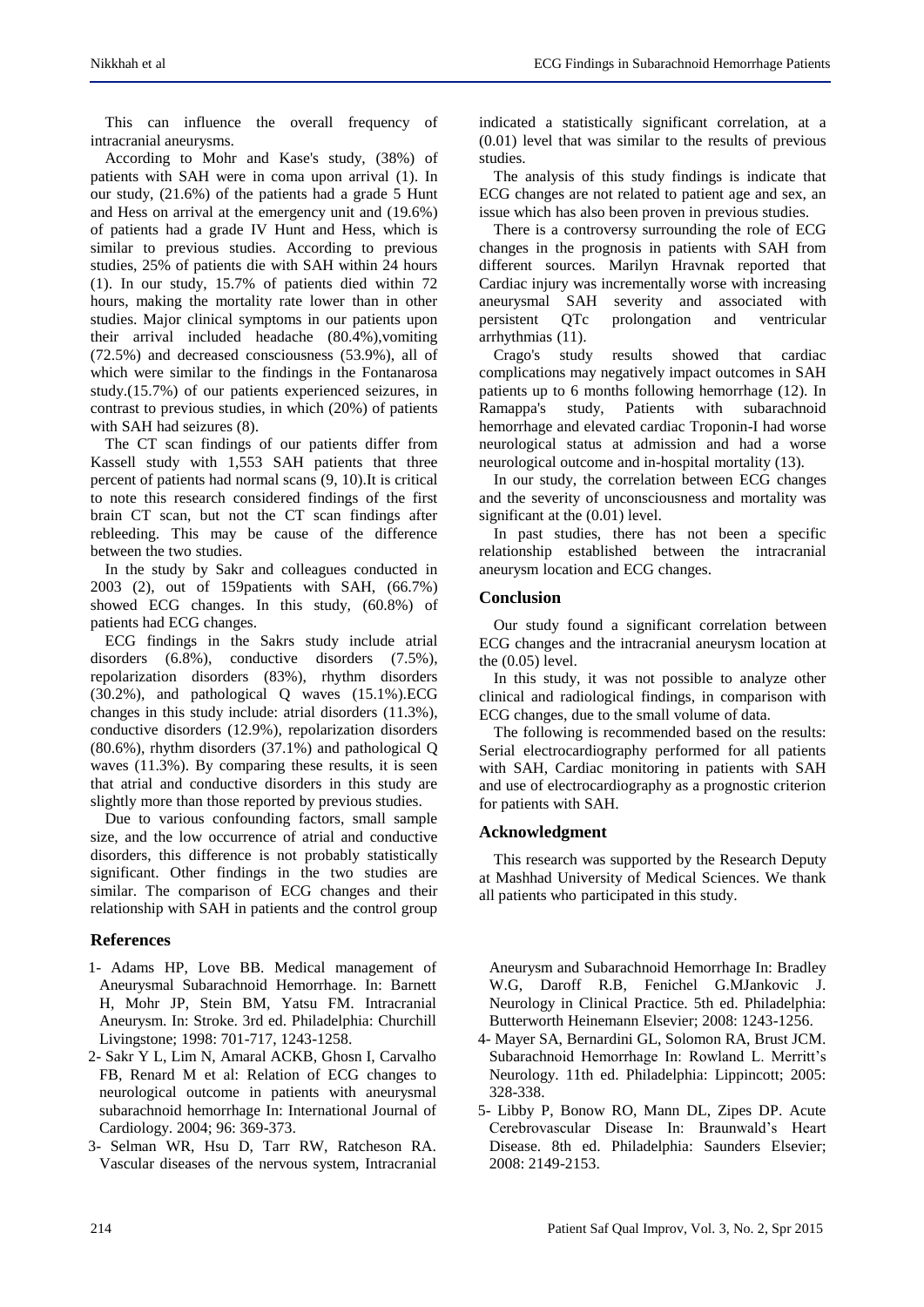This can influence the overall frequency of intracranial aneurysms.

According to Mohr and Kase's study, (38%) of patients with SAH were in coma upon arrival (1). In our study, (21.6%) of the patients had a grade 5 Hunt and Hess on arrival at the emergency unit and (19.6%) of patients had a grade IV Hunt and Hess, which is similar to previous studies. According to previous studies, 25% of patients die with SAH within 24 hours (1). In our study, 15.7% of patients died within 72 hours, making the mortality rate lower than in other studies. Major clinical symptoms in our patients upon their arrival included headache (80.4%),vomiting (72.5%) and decreased consciousness (53.9%), all of which were similar to the findings in the Fontanarosa study.(15.7%) of our patients experienced seizures, in contrast to previous studies, in which (20%) of patients with SAH had seizures (8).

The CT scan findings of our patients differ from Kassell study with 1,553 SAH patients that three percent of patients had normal scans (9, 10).It is critical to note this research considered findings of the first brain CT scan, but not the CT scan findings after rebleeding. This may be cause of the difference between the two studies.

In the study by Sakr and colleagues conducted in 2003 (2), out of 159patients with SAH, (66.7%) showed ECG changes. In this study, (60.8%) of patients had ECG changes.

ECG findings in the Sakrs study include atrial disorders (6.8%), conductive disorders (7.5%), repolarization disorders (83%), rhythm disorders (30.2%), and pathological Q waves (15.1%).ECG changes in this study include: atrial disorders (11.3%), conductive disorders (12.9%), repolarization disorders (80.6%), rhythm disorders (37.1%) and pathological Q waves (11.3%). By comparing these results, it is seen that atrial and conductive disorders in this study are slightly more than those reported by previous studies.

Due to various confounding factors, small sample size, and the low occurrence of atrial and conductive disorders, this difference is not probably statistically significant. Other findings in the two studies are similar. The comparison of ECG changes and their relationship with SAH in patients and the control group indicated a statistically significant correlation, at a (0.01) level that was similar to the results of previous studies.

The analysis of this study findings is indicate that ECG changes are not related to patient age and sex, an issue which has also been proven in previous studies.

There is a controversy surrounding the role of ECG changes in the prognosis in patients with SAH from different sources. Marilyn Hravnak reported that Cardiac injury was incrementally worse with increasing aneurysmal SAH severity and associated with persistent QTc prolongation and ventricular arrhythmias (11).

Crago's study results showed that cardiac complications may negatively impact outcomes in SAH patients up to 6 months following hemorrhage (12). In Ramappa's study, Patients with subarachnoid hemorrhage and elevated cardiac Troponin-I had worse neurological status at admission and had a worse neurological outcome and in-hospital mortality (13).

In our study, the correlation between ECG changes and the severity of unconsciousness and mortality was significant at the (0.01) level.

In past studies, there has not been a specific relationship established between the intracranial aneurysm location and ECG changes.

## Conclusion

Our study found a significant correlation between ECG changes and the intracranial aneurysm location at the (0.05) level.

In this study, it was not possible to analyze other clinical and radiological findings, in comparison with ECG changes, due to the small volume of data.

The following is recommended based on the results: Serial electrocardiography performed for all patients with SAH, Cardiac monitoring in patients with SAH and use of electrocardiography as a prognostic criterion for patients with SAH.

## Acknowledgment

This research was supported by the Research Deputy at Mashhad University of Medical Sciences. We thank all patients who participated in this study.

## References

1- Adams HP, Love BB. Medical management of Aneurysmal Subarachnoid Hemorrhage. In: Barnett H, Mohr JP, Stein BM, Yatsu FM. Intracranial Aneurysm. In: Stroke. 3rd ed. Philadelphia: Churchill Livingstone; 1998: 701-717, 1243-1258.

2- Sakr Y L, Lim N, Amaral ACKB, Ghosn I, Carvalho FB, Renard M et al: Relation of ECG changes to neurological outcome in patients with aneurysmal subarachnoid hemorrhage In: International Journal of Cardiology. 2004; 96: 369-373.

3- Selman WR, Hsu D, Tarr RW, Ratcheson RA. Vascular diseases of the nervous system, Intracranial Aneurysm and Subarachnoid Hemorrhage In: Bradley W.G, Daroff R.B, Fenichel G.MJankovic J. Neurology in Clinical Practice. 5th ed. Philadelphia: Butterworth Heinemann Elsevier; 2008: 1243-1256.

4- Mayer SA, Bernardini GL, Solomon RA, Brust JCM. Subarachnoid Hemorrhage In: Rowland L. Merritt's Neurology. 11th ed. Philadelphia: Lippincott; 2005: 328-338.

5- Libby P, Bonow RO, Mann DL, Zipes DP. Acute Cerebrovascular Disease In: Braunwald's Heart Disease. 8th ed. Philadelphia: Saunders Elsevier; 2008: 2149-2153.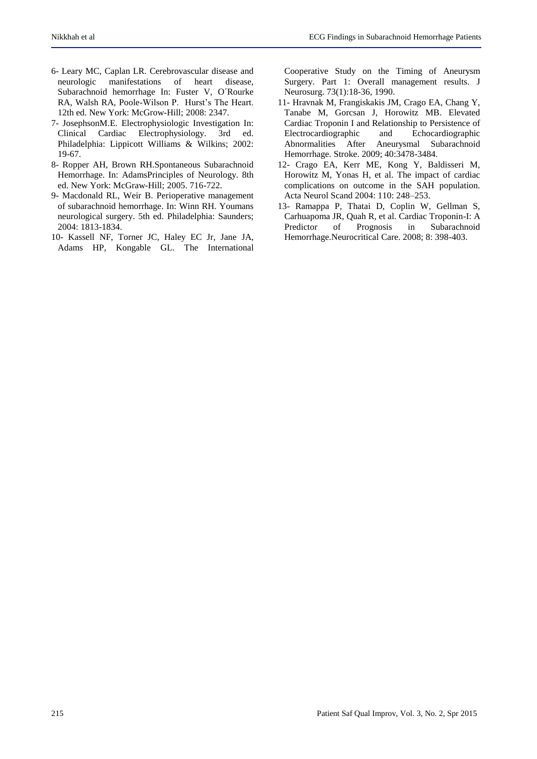6- Leary MC, Caplan LR. Cerebrovascular disease and neurologic manifestations of heart disease, Subarachnoid hemorrhage In: Fuster V, O´Rourke RA, Walsh RA, Poole-Wilson P. Hurst's The Heart. 12th ed. New York: McGrow-Hill; 2008: 2347.

7- JosephsonM.E. Electrophysiologic Investigation In: Clinical Cardiac Electrophysiology. 3rd ed. Philadelphia: Lippicott Williams & Wilkins; 2002: 19-67.

8- Ropper AH, Brown RH.Spontaneous Subarachnoid Hemorrhage. In: AdamsPrinciples of Neurology. 8th ed. New York: McGraw-Hill; 2005. 716-722.

9- Macdonald RL, Weir B. Perioperative management of subarachnoid hemorrhage. In: Winn RH. Youmans neurological surgery. 5th ed. Philadelphia: Saunders; 2004: 1813-1834.

10- Kassell NF, Torner JC, Haley EC Jr, Jane JA, Adams HP, Kongable GL. The International Cooperative Study on the Timing of Aneurysm Surgery. Part 1: Overall management results. J Neurosurg. 73(1):18-36, 1990.

11- Hravnak M, Frangiskakis JM, Crago EA, Chang Y, Tanabe M, Gorcsan J, Horowitz MB. Elevated Cardiac Troponin I and Relationship to Persistence of Electrocardiographic and Echocardiographic Abnormalities After Aneurysmal Subarachnoid Hemorrhage. Stroke. 2009; 40:3478-3484.

12- Crago EA, Kerr ME, Kong Y, Baldisseri M, Horowitz M, Yonas H, et al. The impact of cardiac complications on outcome in the SAH population. Acta Neurol Scand 2004: 110: 248–253.

13- Ramappa P, Thatai D, Coplin W, Gellman S, Carhuapoma JR, Quah R, et al. Cardiac Troponin-I: A Predictor of Prognosis in Subarachnoid Hemorrhage.Neurocritical Care. 2008; 8: 398-403.